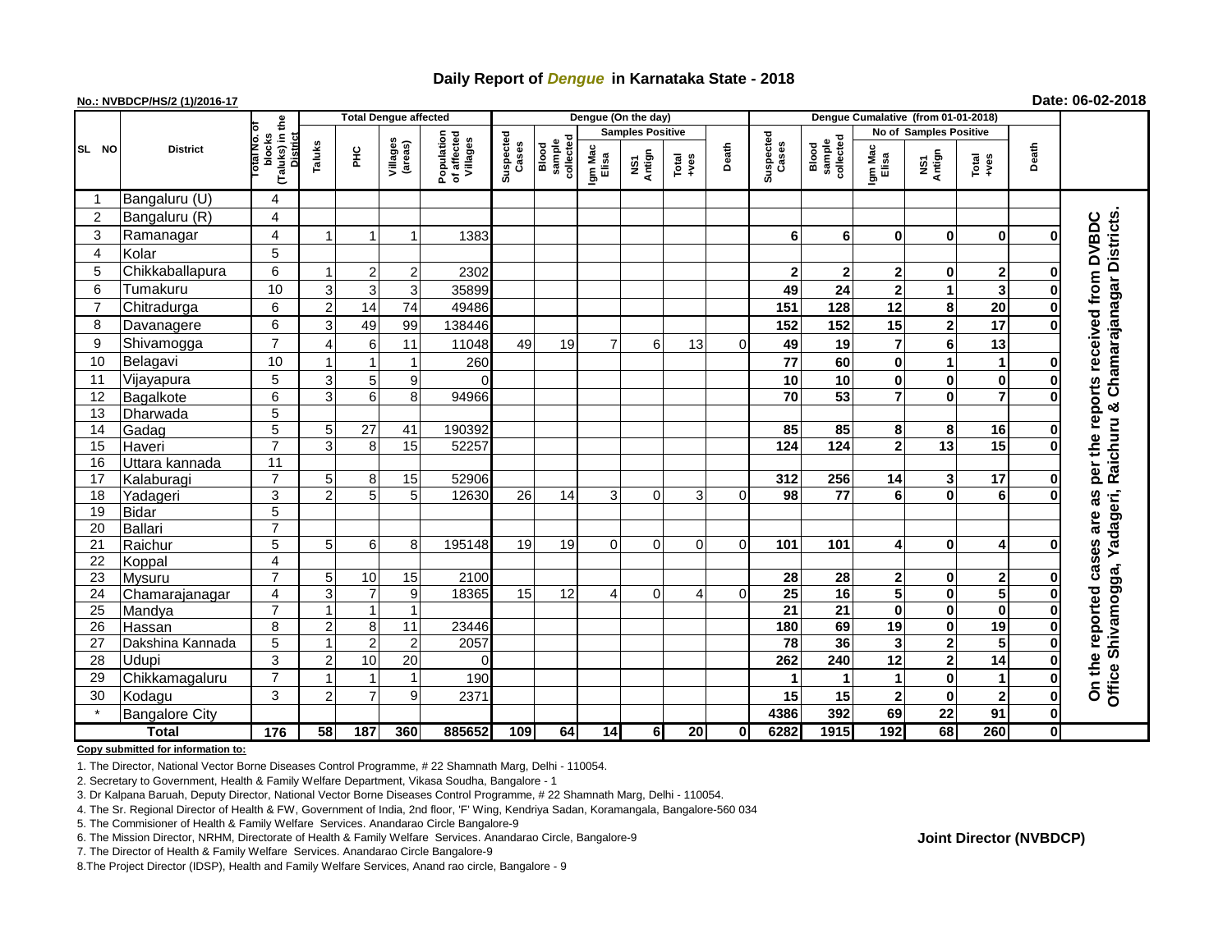# Daily Report of *Dengue* in Karnataka State - 2018

**No.: NVBDCP/HS/2 (1)/2016-17**

**Date: 06-02-2018**

| SL NO | District | Total No. of blocks (Taluks) in the District | Total Dengue affected | | | | Dengue (On the day) | | | | | | Dengue Cumalative (from 01-01-2018) | | | | | | |
|---|---|---|---|---|---|---|---|---|---|---|---|---|---|---|---|---|---|---|---|
| | | | Taluks | PHC | Villages (areas) | Population of affected Villages | Suspected Cases | Blood sample collected | Samples Positive | | | Death | Suspected Cases | Blood sample collected | No of Samples Positive | | | Death | |
| | | | | | | | | | Igm Mac Elisa | NS1 Antign | Total +ves | | | | Igm Mac Elisa | NS1 Antign | Total +ves | | |
| 1 | Bangaluru (U) | 4 | | | | | | | | | | | | | | | | | On the reported cases are as per the reports received from DVBDC Office Shivamogga, Yadageri, Raichuru & Chamarajanagar Districts. |
| 2 | Bangaluru (R) | 4 | | | | | | | | | | | | | | | | | |
| 3 | Ramanagar | 4 | 1 | 1 | 1 | 1383 | | | | | | | 6 | 6 | 0 | 0 | 0 | 0 | |
| 4 | Kolar | 5 | | | | | | | | | | | | | | | | | |
| 5 | Chikkaballapura | 6 | 1 | 2 | 2 | 2302 | | | | | | | 2 | 2 | 2 | 0 | 2 | 0 | |
| 6 | Tumakuru | 10 | 3 | 3 | 3 | 35899 | | | | | | | 49 | 24 | 2 | 1 | 3 | 0 | |
| 7 | Chitradurga | 6 | 2 | 14 | 74 | 49486 | | | | | | | 151 | 128 | 12 | 8 | 20 | 0 | |
| 8 | Davanagere | 6 | 3 | 49 | 99 | 138446 | | | | | | | 152 | 152 | 15 | 2 | 17 | 0 | |
| 9 | Shivamogga | 7 | 4 | 6 | 11 | 11048 | 49 | 19 | 7 | 6 | 13 | 0 | 49 | 19 | 7 | 6 | 13 | | |
| 10 | Belagavi | 10 | 1 | 1 | 1 | 260 | | | | | | | 77 | 60 | 0 | 1 | 1 | 0 | |
| 11 | Vijayapura | 5 | 3 | 5 | 9 | 0 | | | | | | | 10 | 10 | 0 | 0 | 0 | 0 | |
| 12 | Bagalkote | 6 | 3 | 6 | 8 | 94966 | | | | | | | 70 | 53 | 7 | 0 | 7 | 0 | |
| 13 | Dharwada | 5 | | | | | | | | | | | | | | | | | |
| 14 | Gadag | 5 | 5 | 27 | 41 | 190392 | | | | | | | 85 | 85 | 8 | 8 | 16 | 0 | |
| 15 | Haveri | 7 | 3 | 8 | 15 | 52257 | | | | | | | 124 | 124 | 2 | 13 | 15 | 0 | |
| 16 | Uttara kannada | 11 | | | | | | | | | | | | | | | | | |
| 17 | Kalaburagi | 7 | 5 | 8 | 15 | 52906 | | | | | | | 312 | 256 | 14 | 3 | 17 | 0 | |
| 18 | Yadageri | 3 | 2 | 5 | 5 | 12630 | 26 | 14 | 3 | 0 | 3 | 0 | 98 | 77 | 6 | 0 | 6 | 0 | |
| 19 | Bidar | 5 | | | | | | | | | | | | | | | | | |
| 20 | Ballari | 7 | | | | | | | | | | | | | | | | | |
| 21 | Raichur | 5 | 5 | 6 | 8 | 195148 | 19 | 19 | 0 | 0 | 0 | 0 | 101 | 101 | 4 | 0 | 4 | 0 | |
| 22 | Koppal | 4 | | | | | | | | | | | | | | | | | |
| 23 | Mysuru | 7 | 5 | 10 | 15 | 2100 | | | | | | | 28 | 28 | 2 | 0 | 2 | 0 | |
| 24 | Chamarajanagar | 4 | 3 | 7 | 9 | 18365 | 15 | 12 | 4 | 0 | 4 | 0 | 25 | 16 | 5 | 0 | 5 | 0 | |
| 25 | Mandya | 7 | 1 | 1 | 1 | | | | | | | | 21 | 21 | 0 | 0 | 0 | 0 | |
| 26 | Hassan | 8 | 2 | 8 | 11 | 23446 | | | | | | | 180 | 69 | 19 | 0 | 19 | 0 | |
| 27 | Dakshina Kannada | 5 | 1 | 2 | 2 | 2057 | | | | | | | 78 | 36 | 3 | 2 | 5 | 0 | |
| 28 | Udupi | 3 | 2 | 10 | 20 | 0 | | | | | | | 262 | 240 | 12 | 2 | 14 | 0 | |
| 29 | Chikkamagaluru | 7 | 1 | 1 | 1 | 190 | | | | | | | 1 | 1 | 1 | 0 | 1 | 0 | |
| 30 | Kodagu | 3 | 2 | 7 | 9 | 2371 | | | | | | | 15 | 15 | 2 | 0 | 2 | 0 | |
| * | Bangalore City | | | | | | | | | | | | 4386 | 392 | 69 | 22 | 91 | 0 | |
| | **Total** | **176** | **58** | **187** | **360** | **885652** | **109** | **64** | **14** | **6** | **20** | **0** | **6282** | **1915** | **192** | **68** | **260** | **0** | |

**Copy submitted for information to:**

1. The Director, National Vector Borne Diseases Control Programme, # 22 Shamnath Marg, Delhi - 110054.
2. Secretary to Government, Health & Family Welfare Department, Vikasa Soudha, Bangalore - 1
3. Dr Kalpana Baruah, Deputy Director, National Vector Borne Diseases Control Programme, # 22 Shamnath Marg, Delhi - 110054.
4. The Sr. Regional Director of Health & FW, Government of India, 2nd floor, 'F' Wing, Kendriya Sadan, Koramangala, Bangalore-560 034
5. The Commisioner of Health & Family Welfare Services. Anandarao Circle Bangalore-9
6. The Mission Director, NRHM, Directorate of Health & Family Welfare Services. Anandarao Circle, Bangalore-9
7. The Director of Health & Family Welfare Services. Anandarao Circle Bangalore-9
8. The Project Director (IDSP), Health and Family Welfare Services, Anand rao circle, Bangalore - 9

**Joint Director (NVBDCP)**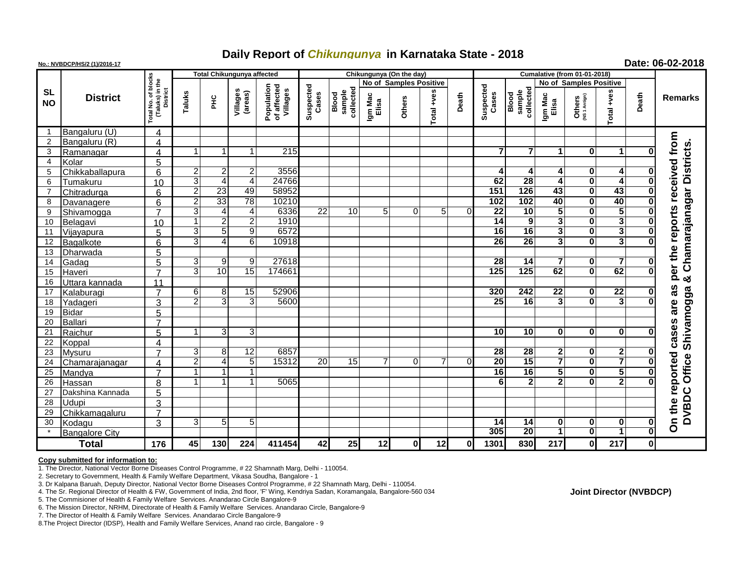# Daily Report of *Chikungunya* in Karnataka State - 2018

**No.: NVBDCP/HS/2 (1)/2016-17**

**Date: 06-02-2018**

| SL NO | District | Total No. of blocks (Taluks) in the District | Total Chikungunya affected | | | | Chikungunya (On the day) | | | | | | | Cumalative (from 01-01-2018) | | | | | | | Remarks |
|---|---|---|---|---|---|---|---|---|---|---|---|---|---|---|---|---|---|---|---|---|---|
| | | | Taluks | PHC | Villages (areas) | Population of affected Villages | Suspected Cases | Blood sample collected | No of Samples Positive | | | Death | | Suspected Cases | Blood sample collected | No of Samples Positive | | | Death | |
| | | | | | | | | | Igm Mac Elisa | Others | Total +ves | | | | | Igm Mac Elisa | Others (NS 1 Antign) | Total +ves | | |
| 1 | Bangaluru (U) | 4 | | | | | | | | | | | | | | | | | On the reported cases are as per the reports received from DVBDC Office Shivamogga & Chamarajanagar Districts. |
| 2 | Bangaluru (R) | 4 | | | | | | | | | | | | | | | | | |
| 3 | Ramanagar | 4 | 1 | 1 | 1 | 215 | | | | | | | 7 | 7 | 1 | 0 | 1 | 0 | |
| 4 | Kolar | 5 | | | | | | | | | | | | | | | | | |
| 5 | Chikkaballapura | 6 | 2 | 2 | 2 | 3556 | | | | | | | 4 | 4 | 4 | 0 | 4 | 0 | |
| 6 | Tumakuru | 10 | 3 | 4 | 4 | 24766 | | | | | | | 62 | 28 | 4 | 0 | 4 | 0 | |
| 7 | Chitradurga | 6 | 2 | 23 | 49 | 58952 | | | | | | | 151 | 126 | 43 | 0 | 43 | 0 | |
| 8 | Davanagere | 6 | 2 | 33 | 78 | 10210 | | | | | | | 102 | 102 | 40 | 0 | 40 | 0 | |
| 9 | Shivamogga | 7 | 3 | 4 | 4 | 6336 | 22 | 10 | 5 | 0 | 5 | 0 | 22 | 10 | 5 | 0 | 5 | 0 | |
| 10 | Belagavi | 10 | 1 | 2 | 2 | 1910 | | | | | | | 14 | 9 | 3 | 0 | 3 | 0 | |
| 11 | Vijayapura | 5 | 3 | 5 | 9 | 6572 | | | | | | | 16 | 16 | 3 | 0 | 3 | 0 | |
| 12 | Bagalkote | 6 | 3 | 4 | 6 | 10918 | | | | | | | 26 | 26 | 3 | 0 | 3 | 0 | |
| 13 | Dharwada | 5 | | | | | | | | | | | | | | | | | |
| 14 | Gadag | 5 | 3 | 9 | 9 | 27618 | | | | | | | 28 | 14 | 7 | 0 | 7 | 0 | |
| 15 | Haveri | 7 | 3 | 10 | 15 | 174661 | | | | | | | 125 | 125 | 62 | 0 | 62 | 0 | |
| 16 | Uttara kannada | 11 | | | | | | | | | | | | | | | | | |
| 17 | Kalaburagi | 7 | 6 | 8 | 15 | 52906 | | | | | | | 320 | 242 | 22 | 0 | 22 | 0 | |
| 18 | Yadageri | 3 | 2 | 3 | 3 | 5600 | | | | | | | 25 | 16 | 3 | 0 | 3 | 0 | |
| 19 | Bidar | 5 | | | | | | | | | | | | | | | | | |
| 20 | Ballari | 7 | | | | | | | | | | | | | | | | | |
| 21 | Raichur | 5 | 1 | 3 | 3 | | | | | | | | 10 | 10 | 0 | 0 | 0 | 0 | |
| 22 | Koppal | 4 | | | | | | | | | | | | | | | | | |
| 23 | Mysuru | 7 | 3 | 8 | 12 | 6857 | | | | | | | 28 | 28 | 2 | 0 | 2 | 0 | |
| 24 | Chamarajanagar | 4 | 2 | 4 | 5 | 15312 | 20 | 15 | 7 | 0 | 7 | 0 | 20 | 15 | 7 | 0 | 7 | 0 | |
| 25 | Mandya | 7 | 1 | 1 | 1 | | | | | | | | 16 | 16 | 5 | 0 | 5 | 0 | |
| 26 | Hassan | 8 | 1 | 1 | 1 | 5065 | | | | | | | 6 | 2 | 2 | 0 | 2 | 0 | |
| 27 | Dakshina Kannada | 5 | | | | | | | | | | | | | | | | | |
| 28 | Udupi | 3 | | | | | | | | | | | | | | | | | |
| 29 | Chikkamagaluru | 7 | | | | | | | | | | | | | | | | | |
| 30 | Kodagu | 3 | 3 | 5 | 5 | | | | | | | | 14 | 14 | 0 | 0 | 0 | 0 | |
| * | Bangalore City | | | | | | | | | | | | 305 | 20 | 1 | 0 | 1 | 0 | |
| | **Total** | **176** | **45** | **130** | **224** | **411454** | **42** | **25** | **12** | **0** | **12** | **0** | **1301** | **830** | **217** | **0** | **217** | **0** | |

**Copy submitted for information to:**

1. The Director, National Vector Borne Diseases Control Programme, # 22 Shamnath Marg, Delhi - 110054.
2. Secretary to Government, Health & Family Welfare Department, Vikasa Soudha, Bangalore - 1
3. Dr Kalpana Baruah, Deputy Director, National Vector Borne Diseases Control Programme, # 22 Shamnath Marg, Delhi - 110054.
4. The Sr. Regional Director of Health & FW, Government of India, 2nd floor, 'F' Wing, Kendriya Sadan, Koramangala, Bangalore-560 034
5. The Commisioner of Health & Family Welfare Services. Anandarao Circle Bangalore-9
6. The Mission Director, NRHM, Directorate of Health & Family Welfare Services. Anandarao Circle, Bangalore-9
7. The Director of Health & Family Welfare Services. Anandarao Circle Bangalore-9
8. The Project Director (IDSP), Health and Family Welfare Services, Anand rao circle, Bangalore - 9

**Joint Director (NVBDCP)**